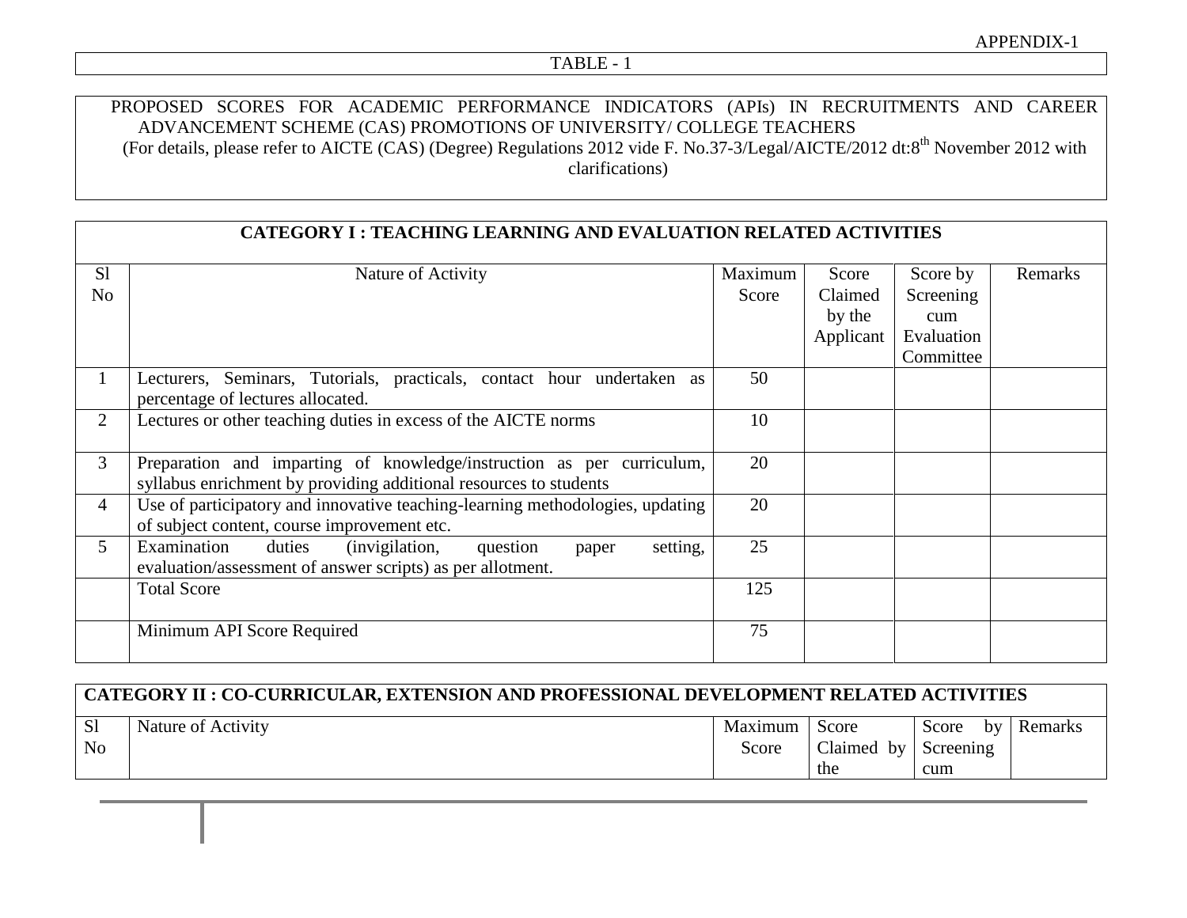APPENDIX-1

TABLE - 1

PROPOSED SCORES FOR ACADEMIC PERFORMANCE INDICATORS (APIs) IN RECRUITMENTS AND CAREER ADVANCEMENT SCHEME (CAS) PROMOTIONS OF UNIVERSITY/ COLLEGE TEACHERS
(For details, please refer to AICTE (CAS) (Degree) Regulations 2012 vide F. No.37-3/Legal/AICTE/2012 dt:8th November 2012 with clarifications)

**CATEGORY I : TEACHING LEARNING AND EVALUATION RELATED ACTIVITIES**

| Sl No | Nature of Activity | Maximum Score | Score Claimed by the Applicant | Score by Screening cum Evaluation Committee | Remarks |
|---|---|---|---|---|---|
| 1 | Lecturers, Seminars, Tutorials, practicals, contact hour undertaken as percentage of lectures allocated. | 50 | | | |
| 2 | Lectures or other teaching duties in excess of the AICTE norms | 10 | | | |
| 3 | Preparation and imparting of knowledge/instruction as per curriculum, syllabus enrichment by providing additional resources to students | 20 | | | |
| 4 | Use of participatory and innovative teaching-learning methodologies, updating of subject content, course improvement etc. | 20 | | | |
| 5 | Examination duties (invigilation, question paper setting, evaluation/assessment of answer scripts) as per allotment. | 25 | | | |
| | Total Score | 125 | | | |
| | Minimum API Score Required | 75 | | | |

**CATEGORY II : CO-CURRICULAR, EXTENSION AND PROFESSIONAL DEVELOPMENT RELATED ACTIVITIES**

| Sl No | Nature of Activity | Maximum Score | Score Claimed by the | Score by Screening cum | Remarks |
|---|---|---|---|---|---|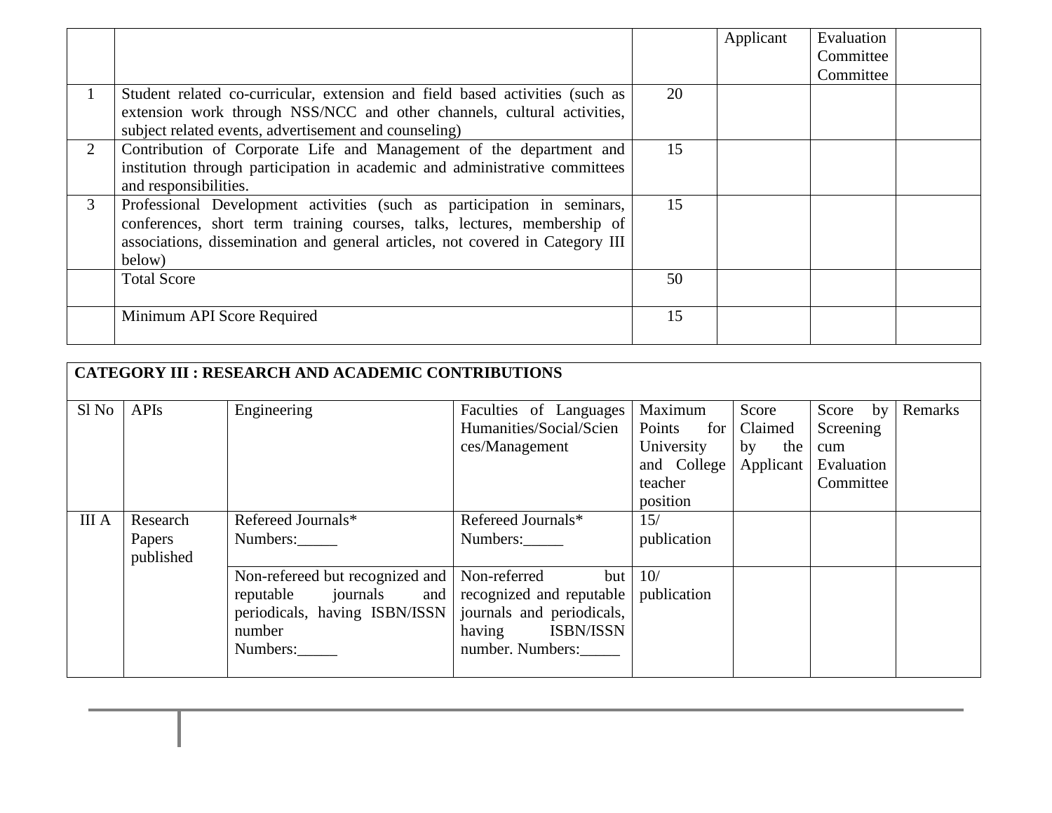| | | | Applicant | Evaluation Committee Committee | |
|---|---|---|---|---|---|
| 1 | Student related co-curricular, extension and field based activities (such as extension work through NSS/NCC and other channels, cultural activities, subject related events, advertisement and counseling) | 20 | | | |
| 2 | Contribution of Corporate Life and Management of the department and institution through participation in academic and administrative committees and responsibilities. | 15 | | | |
| 3 | Professional Development activities (such as participation in seminars, conferences, short term training courses, talks, lectures, membership of associations, dissemination and general articles, not covered in Category III below) | 15 | | | |
| | Total Score | 50 | | | |
| | Minimum API Score Required | 15 | | | |

| **CATEGORY III : RESEARCH AND ACADEMIC CONTRIBUTIONS** | | | | | | | |
|---|---|---|---|---|---|---|---|
| Sl No | APIs | Engineering | Faculties of Languages Humanities/Social/Sciences/Management | Maximum Points for University and College teacher position | Score Claimed by the Applicant | Score by Screening cum Evaluation Committee | Remarks |
| III A | Research Papers published | Refereed Journals* Numbers:_____ | Refereed Journals* Numbers:_____ | 15/ publication | | | |
| | | Non-refereed but recognized and reputable journals and periodicals, having ISBN/ISSN number Numbers:_____ | Non-referred but recognized and reputable journals and periodicals, having ISBN/ISSN number. Numbers:_____ | 10/ publication | | | |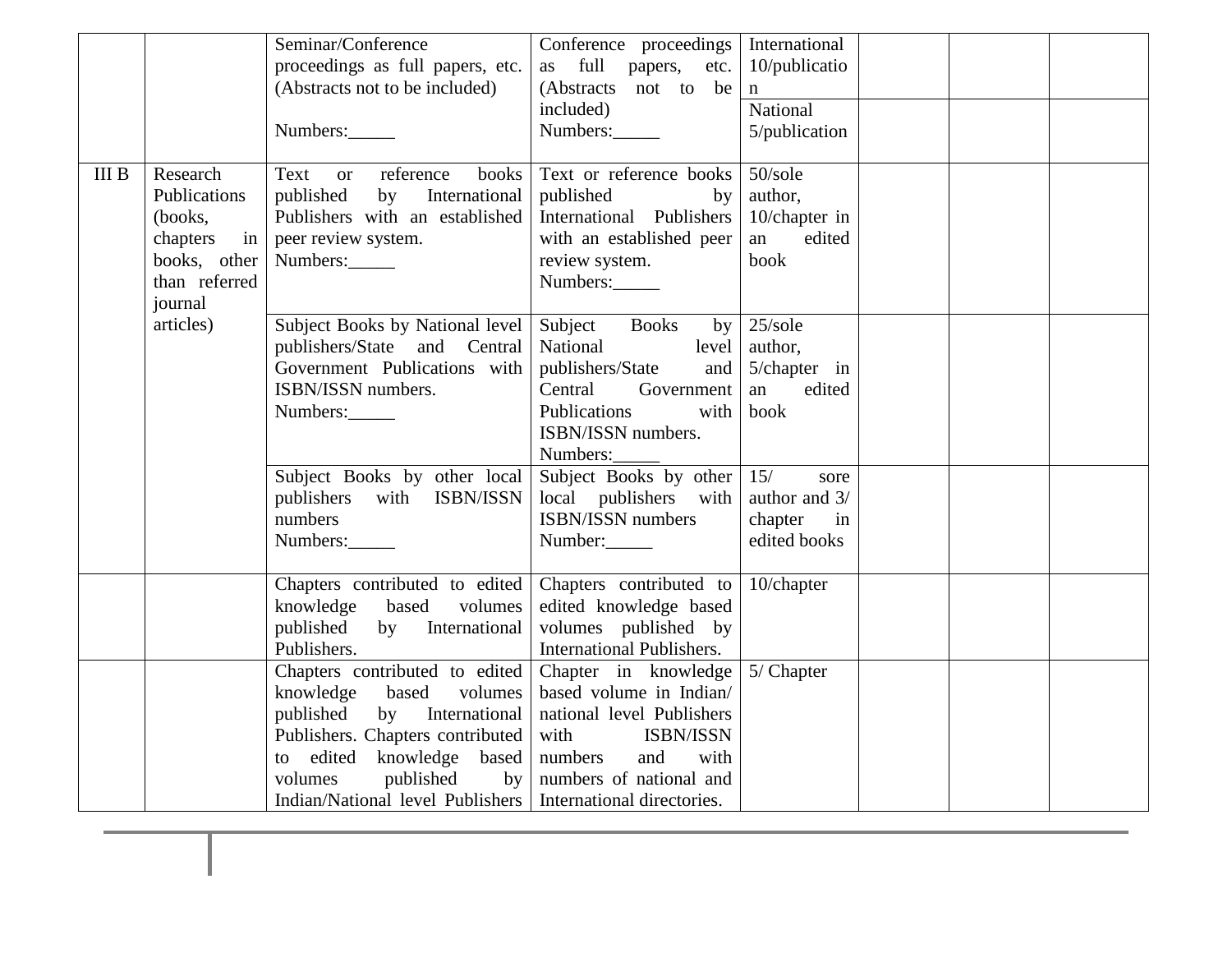| | | | | | | | |
|---|---|---|---|---|---|---|---|
| | | Seminar/Conference proceedings as full papers, etc. (Abstracts not to be included)<br><br>Numbers:_____ | Conference proceedings as full papers, etc. (Abstracts not to be included)<br>Numbers:_____ | International 10/publication | | | |
| | | | | National 5/publication | | | |
| III B | Research Publications (books, chapters in books, other than referred journal articles) | Text or reference books published by International Publishers with an established peer review system.<br>Numbers:_____ | Text or reference books published by International Publishers with an established peer review system.<br>Numbers:_____ | 50/sole author, 10/chapter in an edited book | | | |
| | | Subject Books by National level publishers/State and Central Government Publications with ISBN/ISSN numbers.<br>Numbers:_____ | Subject Books by National level publishers/State and Central Government Publications with ISBN/ISSN numbers.<br>Numbers:_____ | 25/sole author, 5/chapter in an edited book | | | |
| | | Subject Books by other local publishers with ISBN/ISSN numbers<br>Numbers:_____ | Subject Books by other local publishers with ISBN/ISSN numbers<br>Number:_____ | 15/ sore author and 3/ chapter in edited books | | | |
| | | Chapters contributed to edited knowledge based volumes published by International Publishers. | Chapters contributed to edited knowledge based volumes published by International Publishers. | 10/chapter | | | |
| | | Chapters contributed to edited knowledge based volumes published by International Publishers. Chapters contributed to edited knowledge based volumes published by Indian/National level Publishers | Chapter in knowledge based volume in Indian/ national level Publishers with ISBN/ISSN numbers and with numbers of national and International directories. | 5/ Chapter | | | |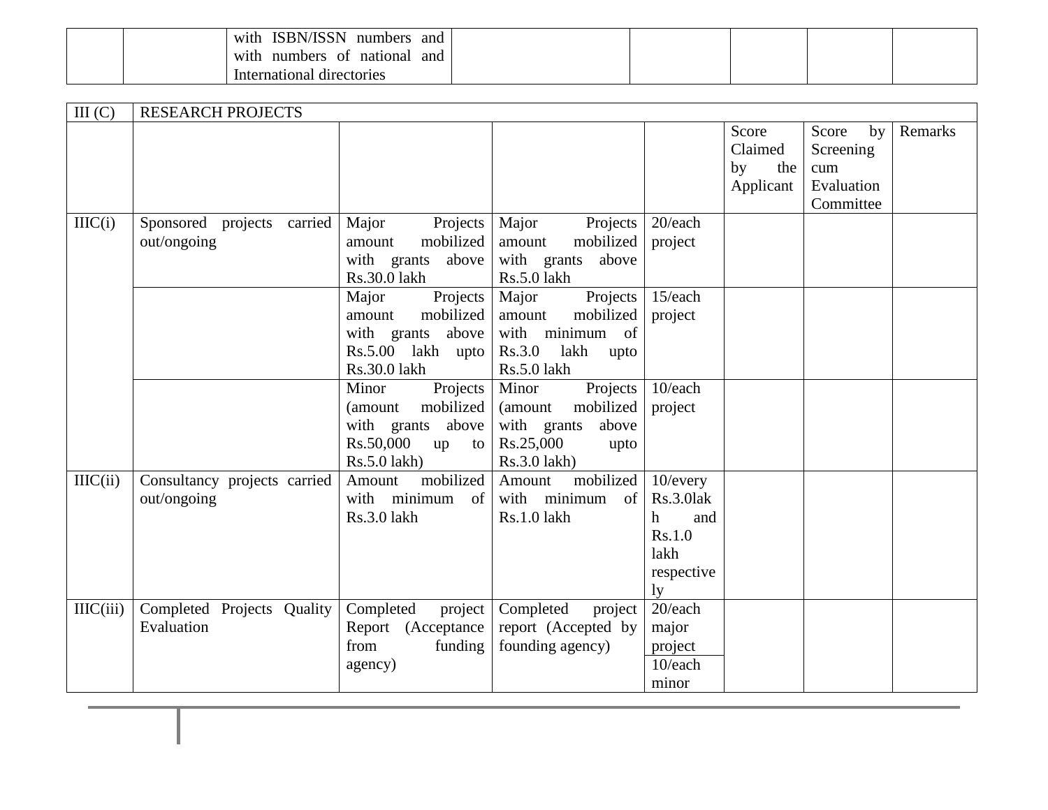| | | with ISBN/ISSN numbers and with numbers of national and International directories | | | | | |
|---|---|---|---|---|---|---|---|

| III (C) | RESEARCH PROJECTS | | | | | | |
|---|---|---|---|---|---|---|---|
| | | | | | Score Claimed by the Applicant | Score by Screening cum Evaluation Committee | Remarks |
| IIIC(i) | Sponsored projects carried out/ongoing | Major Projects amount mobilized with grants above Rs.30.0 lakh | Major Projects amount mobilized with grants above Rs.5.0 lakh | 20/each project | | | |
| | | Major Projects amount mobilized with grants above Rs.5.00 lakh upto Rs.30.0 lakh | Major Projects amount mobilized with minimum of Rs.3.0 lakh upto Rs.5.0 lakh | 15/each project | | | |
| | | Minor Projects (amount mobilized with grants above Rs.50,000 up to Rs.5.0 lakh) | Minor Projects (amount mobilized with grants above Rs.25,000 upto Rs.3.0 lakh) | 10/each project | | | |
| IIIC(ii) | Consultancy projects carried out/ongoing | Amount mobilized with minimum of Rs.3.0 lakh | Amount mobilized with minimum of Rs.1.0 lakh | 10/every Rs.3.0lakh and Rs.1.0 lakh respectively | | | |
| IIIC(iii) | Completed Projects Quality Evaluation | Completed project Report (Acceptance from funding agency) | Completed project report (Accepted by founding agency) | 20/each major project<br>10/each minor | | | |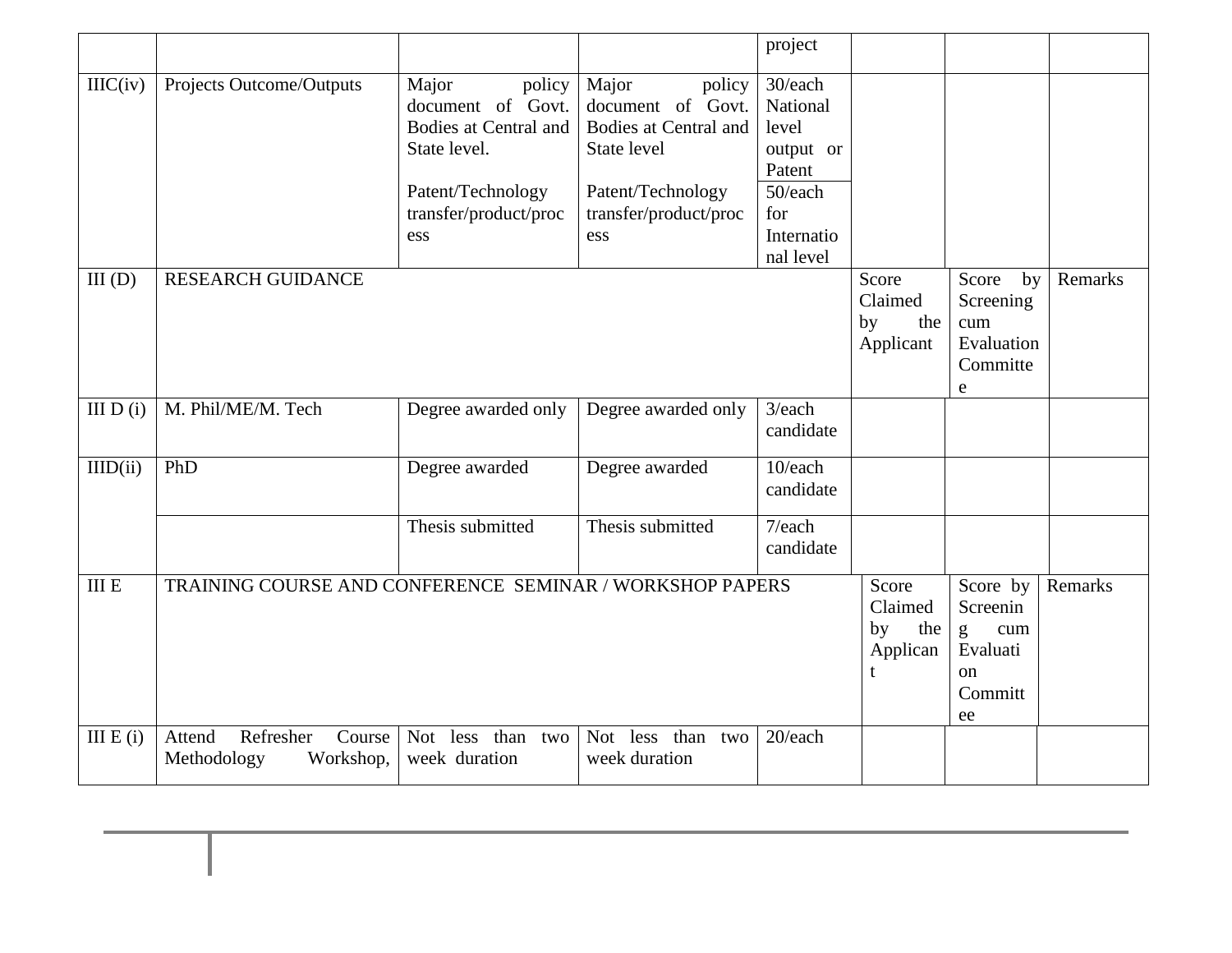| | | | | | | | |
|---|---|---|---|---|---|---|---|
| | | | | project | | | |
| IIIC(iv) | Projects Outcome/Outputs | Major policy document of Govt. Bodies at Central and State level.<br><br>Patent/Technology transfer/product/process | Major policy document of Govt. Bodies at Central and State level<br><br>Patent/Technology transfer/product/process | 30/each National level output or Patent<br><br>50/each for International level | | | |
| III (D) | RESEARCH GUIDANCE | | | | Score Claimed by the Applicant | Score by Screening cum Evaluation Committee | Remarks |
| III D (i) | M. Phil/ME/M. Tech | Degree awarded only | Degree awarded only | 3/each candidate | | | |
| IIID(ii) | PhD | Degree awarded | Degree awarded | 10/each candidate | | | |
| | | Thesis submitted | Thesis submitted | 7/each candidate | | | |
| III E | TRAINING COURSE AND CONFERENCE SEMINAR / WORKSHOP PAPERS | | | | Score Claimed by the Applicant | Score by Screening cum Evaluation Committee | Remarks |
| III E (i) | Attend Refresher Course Methodology Workshop, | Not less than two week duration | Not less than two week duration | 20/each | | | |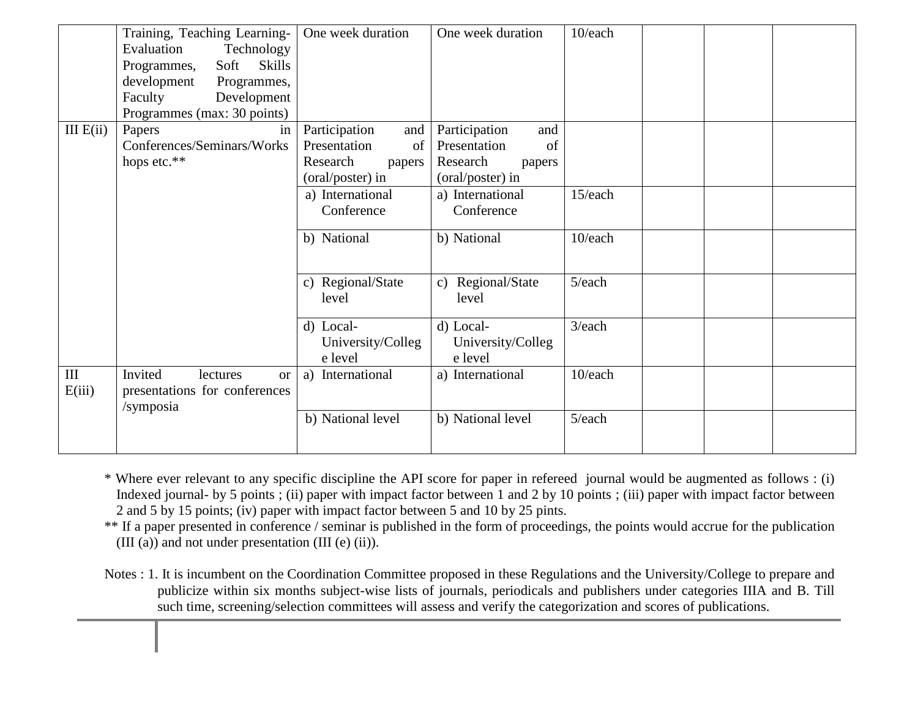| | | | | | | | |
|---|---|---|---|---|---|---|---|
| | Training, Teaching Learning-Evaluation Technology Programmes, Soft Skills development Programmes, Faculty Development Programmes (max: 30 points) | One week duration | One week duration | 10/each | | | |
| III E(ii) | Papers in Conferences/Seminars/Workshops etc.** | Participation and Presentation of Research papers (oral/poster) in | Participation and Presentation of Research papers (oral/poster) in | | | | |
| | | a) International Conference | a) International Conference | 15/each | | | |
| | | b) National | b) National | 10/each | | | |
| | | c) Regional/State level | c) Regional/State level | 5/each | | | |
| | | d) Local-University/College level | d) Local-University/College level | 3/each | | | |
| III E(iii) | Invited lectures or presentations for conferences /symposia | a) International | a) International | 10/each | | | |
| | | b) National level | b) National level | 5/each | | | |

\* Where ever relevant to any specific discipline the API score for paper in refereed journal would be augmented as follows : (i) Indexed journal- by 5 points ; (ii) paper with impact factor between 1 and 2 by 10 points ; (iii) paper with impact factor between 2 and 5 by 15 points; (iv) paper with impact factor between 5 and 10 by 25 pints.

\** If a paper presented in conference / seminar is published in the form of proceedings, the points would accrue for the publication (III (a)) and not under presentation (III (e) (ii)).

Notes : 1. It is incumbent on the Coordination Committee proposed in these Regulations and the University/College to prepare and publicize within six months subject-wise lists of journals, periodicals and publishers under categories IIIA and B. Till such time, screening/selection committees will assess and verify the categorization and scores of publications.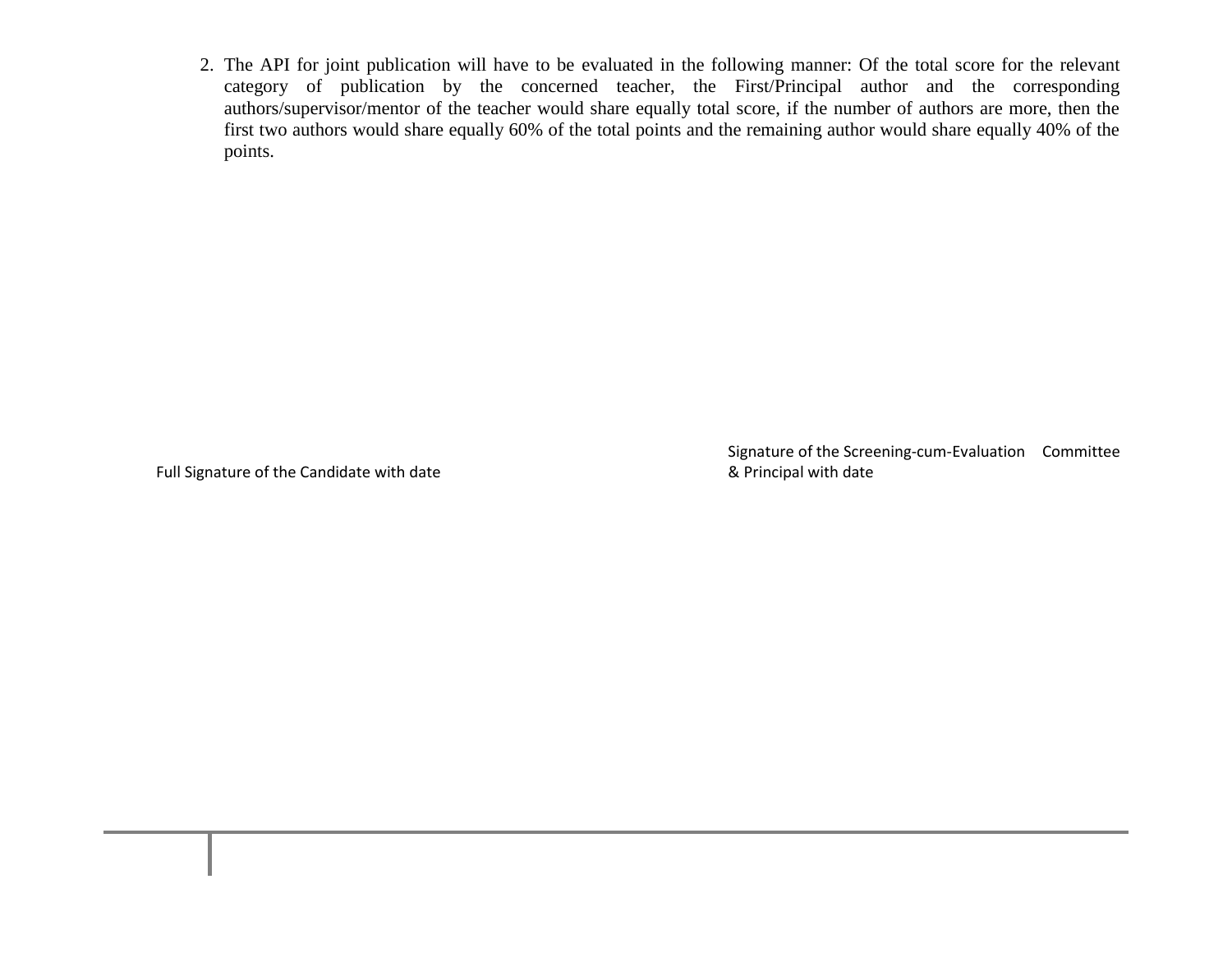2. The API for joint publication will have to be evaluated in the following manner: Of the total score for the relevant category of publication by the concerned teacher, the First/Principal author and the corresponding authors/supervisor/mentor of the teacher would share equally total score, if the number of authors are more, then the first two authors would share equally 60% of the total points and the remaining author would share equally 40% of the points.

Full Signature of the Candidate with date

Signature of the Screening-cum-Evaluation Committee & Principal with date